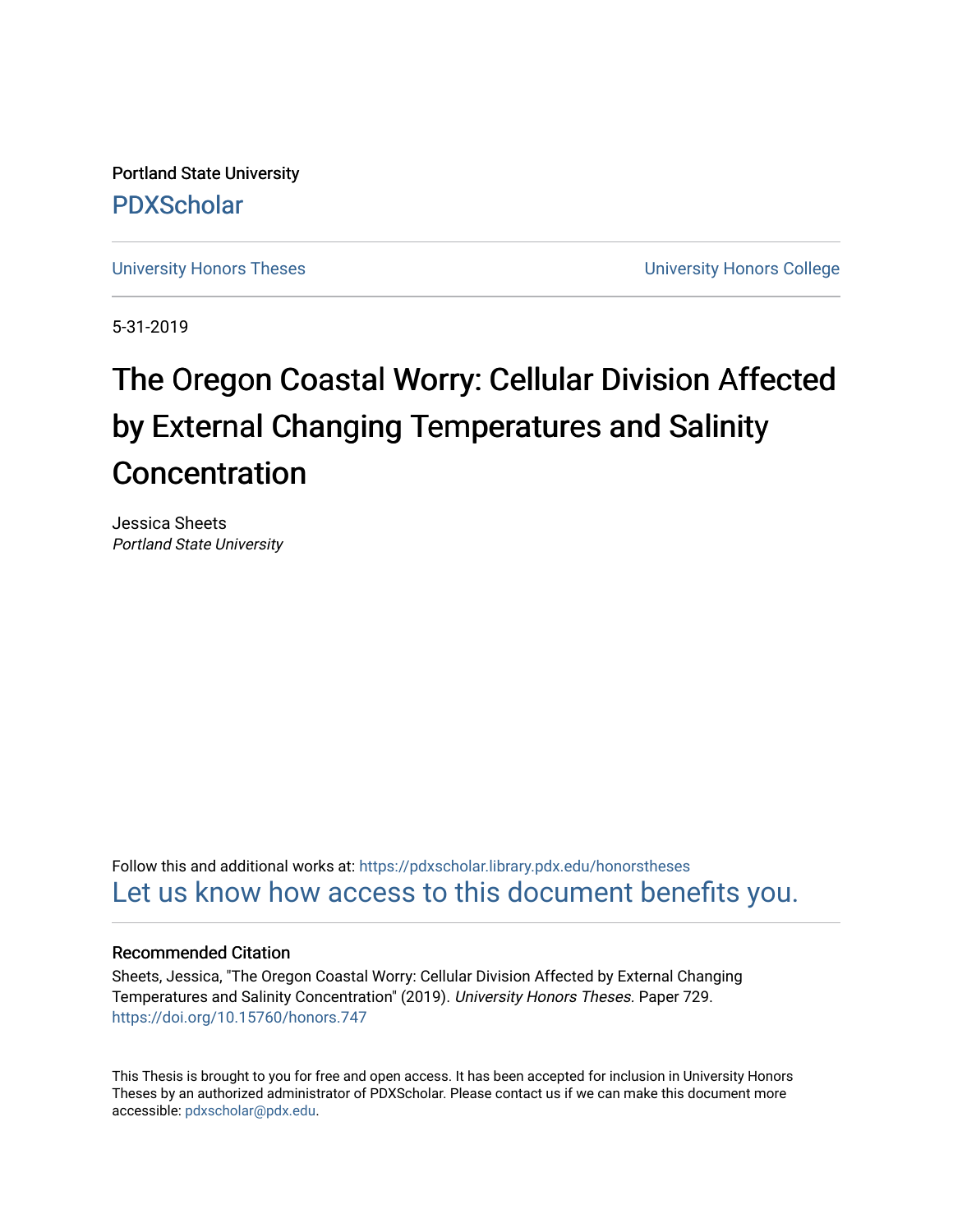Portland State University

PDXScholar

University Honors Theses

University Honors College

5-31-2019

# The Oregon Coastal Worry: Cellular Division Affected by External Changing Temperatures and Salinity Concentration

Jessica Sheets
*Portland State University*

Follow this and additional works at: https://pdxscholar.library.pdx.edu/honorstheses

Let us know how access to this document benefits you.

### Recommended Citation

Sheets, Jessica, "The Oregon Coastal Worry: Cellular Division Affected by External Changing Temperatures and Salinity Concentration" (2019). *University Honors Theses*. Paper 729.
https://doi.org/10.15760/honors.747

This Thesis is brought to you for free and open access. It has been accepted for inclusion in University Honors Theses by an authorized administrator of PDXScholar. Please contact us if we can make this document more accessible: pdxscholar@pdx.edu.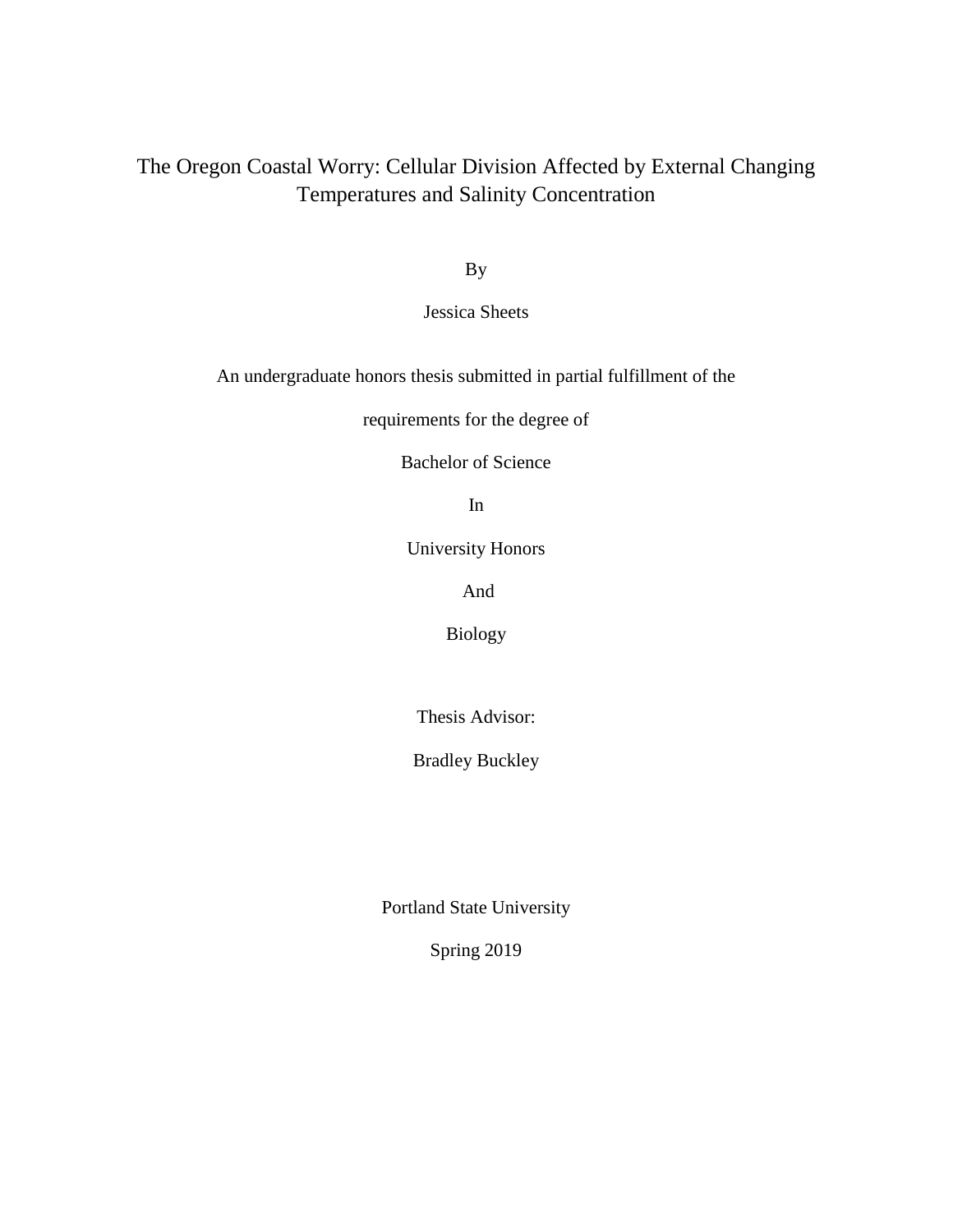# The Oregon Coastal Worry: Cellular Division Affected by External Changing Temperatures and Salinity Concentration

By

Jessica Sheets

An undergraduate honors thesis submitted in partial fulfillment of the

requirements for the degree of

Bachelor of Science

In

University Honors

And

Biology

Thesis Advisor:

Bradley Buckley

Portland State University

Spring 2019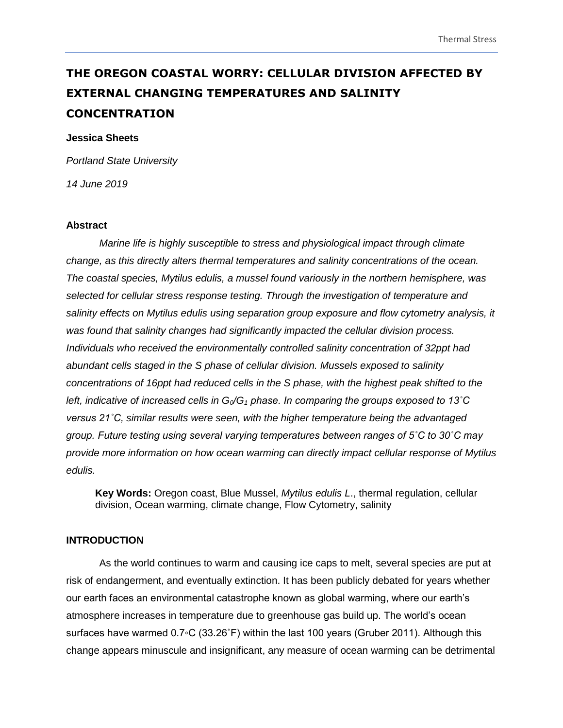# THE OREGON COASTAL WORRY: CELLULAR DIVISION AFFECTED BY EXTERNAL CHANGING TEMPERATURES AND SALINITY CONCENTRATION

**Jessica Sheets**

*Portland State University*

*14 June 2019*

### Abstract

*Marine life is highly susceptible to stress and physiological impact through climate change, as this directly alters thermal temperatures and salinity concentrations of the ocean. The coastal species, Mytilus edulis, a mussel found variously in the northern hemisphere, was selected for cellular stress response testing. Through the investigation of temperature and salinity effects on Mytilus edulis using separation group exposure and flow cytometry analysis, it was found that salinity changes had significantly impacted the cellular division process. Individuals who received the environmentally controlled salinity concentration of 32ppt had abundant cells staged in the S phase of cellular division. Mussels exposed to salinity concentrations of 16ppt had reduced cells in the S phase, with the highest peak shifted to the left, indicative of increased cells in $G_0$/$G_1$ phase. In comparing the groups exposed to 13˚C versus 21˚C, similar results were seen, with the higher temperature being the advantaged group. Future testing using several varying temperatures between ranges of 5˚C to 30˚C may provide more information on how ocean warming can directly impact cellular response of Mytilus edulis.*

**Key Words:** Oregon coast, Blue Mussel, *Mytilus edulis L*., thermal regulation, cellular division, Ocean warming, climate change, Flow Cytometry, salinity

### INTRODUCTION

As the world continues to warm and causing ice caps to melt, several species are put at risk of endangerment, and eventually extinction. It has been publicly debated for years whether our earth faces an environmental catastrophe known as global warming, where our earth's atmosphere increases in temperature due to greenhouse gas build up. The world's ocean surfaces have warmed 0.7◦C (33.26˚F) within the last 100 years (Gruber 2011). Although this change appears minuscule and insignificant, any measure of ocean warming can be detrimental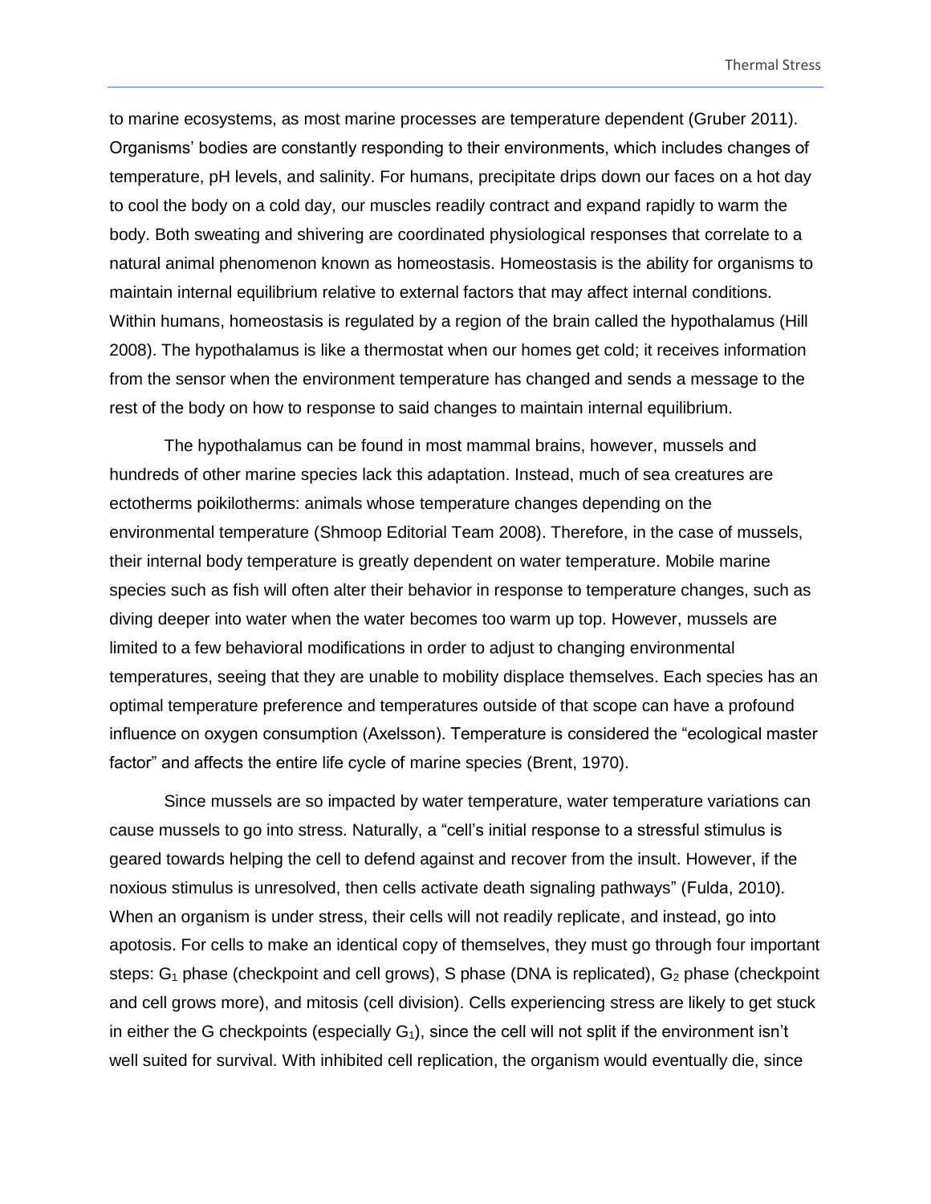to marine ecosystems, as most marine processes are temperature dependent (Gruber 2011). Organisms' bodies are constantly responding to their environments, which includes changes of temperature, pH levels, and salinity. For humans, precipitate drips down our faces on a hot day to cool the body on a cold day, our muscles readily contract and expand rapidly to warm the body. Both sweating and shivering are coordinated physiological responses that correlate to a natural animal phenomenon known as homeostasis. Homeostasis is the ability for organisms to maintain internal equilibrium relative to external factors that may affect internal conditions. Within humans, homeostasis is regulated by a region of the brain called the hypothalamus (Hill 2008). The hypothalamus is like a thermostat when our homes get cold; it receives information from the sensor when the environment temperature has changed and sends a message to the rest of the body on how to response to said changes to maintain internal equilibrium.

The hypothalamus can be found in most mammal brains, however, mussels and hundreds of other marine species lack this adaptation. Instead, much of sea creatures are ectotherms poikilotherms: animals whose temperature changes depending on the environmental temperature (Shmoop Editorial Team 2008). Therefore, in the case of mussels, their internal body temperature is greatly dependent on water temperature. Mobile marine species such as fish will often alter their behavior in response to temperature changes, such as diving deeper into water when the water becomes too warm up top. However, mussels are limited to a few behavioral modifications in order to adjust to changing environmental temperatures, seeing that they are unable to mobility displace themselves. Each species has an optimal temperature preference and temperatures outside of that scope can have a profound influence on oxygen consumption (Axelsson). Temperature is considered the "ecological master factor" and affects the entire life cycle of marine species (Brent, 1970).

Since mussels are so impacted by water temperature, water temperature variations can cause mussels to go into stress. Naturally, a "cell's initial response to a stressful stimulus is geared towards helping the cell to defend against and recover from the insult. However, if the noxious stimulus is unresolved, then cells activate death signaling pathways" (Fulda, 2010). When an organism is under stress, their cells will not readily replicate, and instead, go into apoptosis. For cells to make an identical copy of themselves, they must go through four important steps: $G_1$ phase (checkpoint and cell grows), S phase (DNA is replicated), $G_2$ phase (checkpoint and cell grows more), and mitosis (cell division). Cells experiencing stress are likely to get stuck in either the G checkpoints (especially $G_1$), since the cell will not split if the environment isn't well suited for survival. With inhibited cell replication, the organism would eventually die, since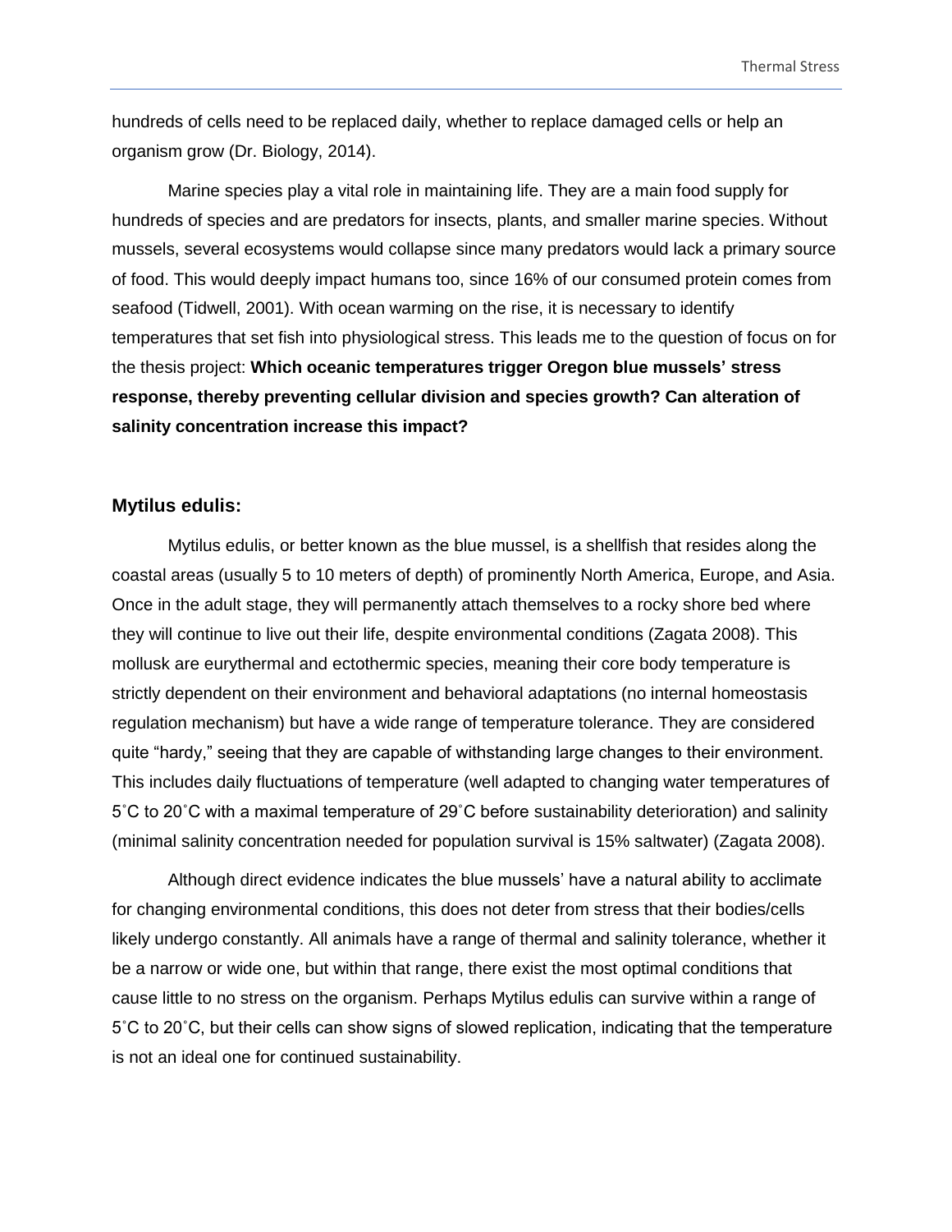hundreds of cells need to be replaced daily, whether to replace damaged cells or help an organism grow (Dr. Biology, 2014).

Marine species play a vital role in maintaining life. They are a main food supply for hundreds of species and are predators for insects, plants, and smaller marine species. Without mussels, several ecosystems would collapse since many predators would lack a primary source of food. This would deeply impact humans too, since 16% of our consumed protein comes from seafood (Tidwell, 2001). With ocean warming on the rise, it is necessary to identify temperatures that set fish into physiological stress. This leads me to the question of focus on for the thesis project: **Which oceanic temperatures trigger Oregon blue mussels' stress response, thereby preventing cellular division and species growth? Can alteration of salinity concentration increase this impact?**

## Mytilus edulis:

Mytilus edulis, or better known as the blue mussel, is a shellfish that resides along the coastal areas (usually 5 to 10 meters of depth) of prominently North America, Europe, and Asia. Once in the adult stage, they will permanently attach themselves to a rocky shore bed where they will continue to live out their life, despite environmental conditions (Zagata 2008). This mollusk are eurythermal and ectothermic species, meaning their core body temperature is strictly dependent on their environment and behavioral adaptations (no internal homeostasis regulation mechanism) but have a wide range of temperature tolerance. They are considered quite "hardy," seeing that they are capable of withstanding large changes to their environment. This includes daily fluctuations of temperature (well adapted to changing water temperatures of 5˚C to 20˚C with a maximal temperature of 29˚C before sustainability deterioration) and salinity (minimal salinity concentration needed for population survival is 15% saltwater) (Zagata 2008).

Although direct evidence indicates the blue mussels' have a natural ability to acclimate for changing environmental conditions, this does not deter from stress that their bodies/cells likely undergo constantly. All animals have a range of thermal and salinity tolerance, whether it be a narrow or wide one, but within that range, there exist the most optimal conditions that cause little to no stress on the organism. Perhaps Mytilus edulis can survive within a range of 5˚C to 20˚C, but their cells can show signs of slowed replication, indicating that the temperature is not an ideal one for continued sustainability.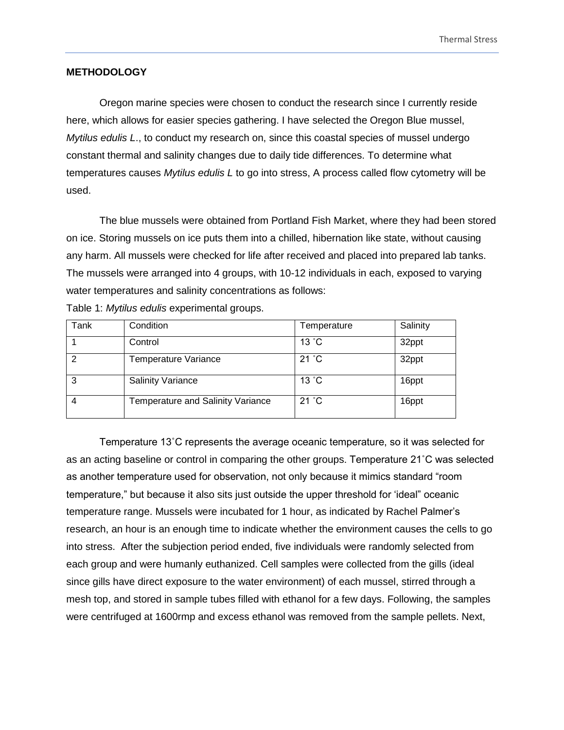## METHODOLOGY

Oregon marine species were chosen to conduct the research since I currently reside here, which allows for easier species gathering. I have selected the Oregon Blue mussel, *Mytilus edulis L*., to conduct my research on, since this coastal species of mussel undergo constant thermal and salinity changes due to daily tide differences. To determine what temperatures causes *Mytilus edulis L* to go into stress, A process called flow cytometry will be used.

The blue mussels were obtained from Portland Fish Market, where they had been stored on ice. Storing mussels on ice puts them into a chilled, hibernation like state, without causing any harm. All mussels were checked for life after received and placed into prepared lab tanks. The mussels were arranged into 4 groups, with 10-12 individuals in each, exposed to varying water temperatures and salinity concentrations as follows:

Table 1: *Mytilus edulis* experimental groups.

| Tank | Condition | Temperature | Salinity |
|---|---|---|---|
| 1 | Control | 13 ˚C | 32ppt |
| 2 | Temperature Variance | 21 ˚C | 32ppt |
| 3 | Salinity Variance | 13 ˚C | 16ppt |
| 4 | Temperature and Salinity Variance | 21 ˚C | 16ppt |

Temperature 13˚C represents the average oceanic temperature, so it was selected for as an acting baseline or control in comparing the other groups. Temperature 21˚C was selected as another temperature used for observation, not only because it mimics standard "room temperature," but because it also sits just outside the upper threshold for 'ideal" oceanic temperature range. Mussels were incubated for 1 hour, as indicated by Rachel Palmer's research, an hour is an enough time to indicate whether the environment causes the cells to go into stress. After the subjection period ended, five individuals were randomly selected from each group and were humanly euthanized. Cell samples were collected from the gills (ideal since gills have direct exposure to the water environment) of each mussel, stirred through a mesh top, and stored in sample tubes filled with ethanol for a few days. Following, the samples were centrifuged at 1600rmp and excess ethanol was removed from the sample pellets. Next,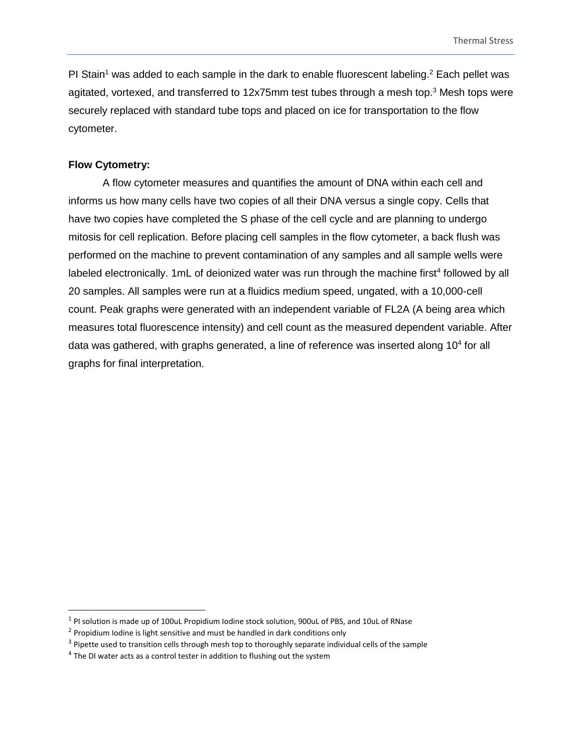PI Stain[1] was added to each sample in the dark to enable fluorescent labeling.[2] Each pellet was agitated, vortexed, and transferred to 12x75mm test tubes through a mesh top.[3] Mesh tops were securely replaced with standard tube tops and placed on ice for transportation to the flow cytometer.

**Flow Cytometry:**

A flow cytometer measures and quantifies the amount of DNA within each cell and informs us how many cells have two copies of all their DNA versus a single copy. Cells that have two copies have completed the S phase of the cell cycle and are planning to undergo mitosis for cell replication. Before placing cell samples in the flow cytometer, a back flush was performed on the machine to prevent contamination of any samples and all sample wells were labeled electronically. 1mL of deionized water was run through the machine first[4] followed by all 20 samples. All samples were run at a fluidics medium speed, ungated, with a 10,000-cell count. Peak graphs were generated with an independent variable of FL2A (A being area which measures total fluorescence intensity) and cell count as the measured dependent variable. After data was gathered, with graphs generated, a line of reference was inserted along $10^4$ for all graphs for final interpretation.

---

[1] PI solution is made up of 100uL Propidium Iodine stock solution, 900uL of PBS, and 10uL of RNase

[2] Propidium Iodine is light sensitive and must be handled in dark conditions only

[3] Pipette used to transition cells through mesh top to thoroughly separate individual cells of the sample

[4] The DI water acts as a control tester in addition to flushing out the system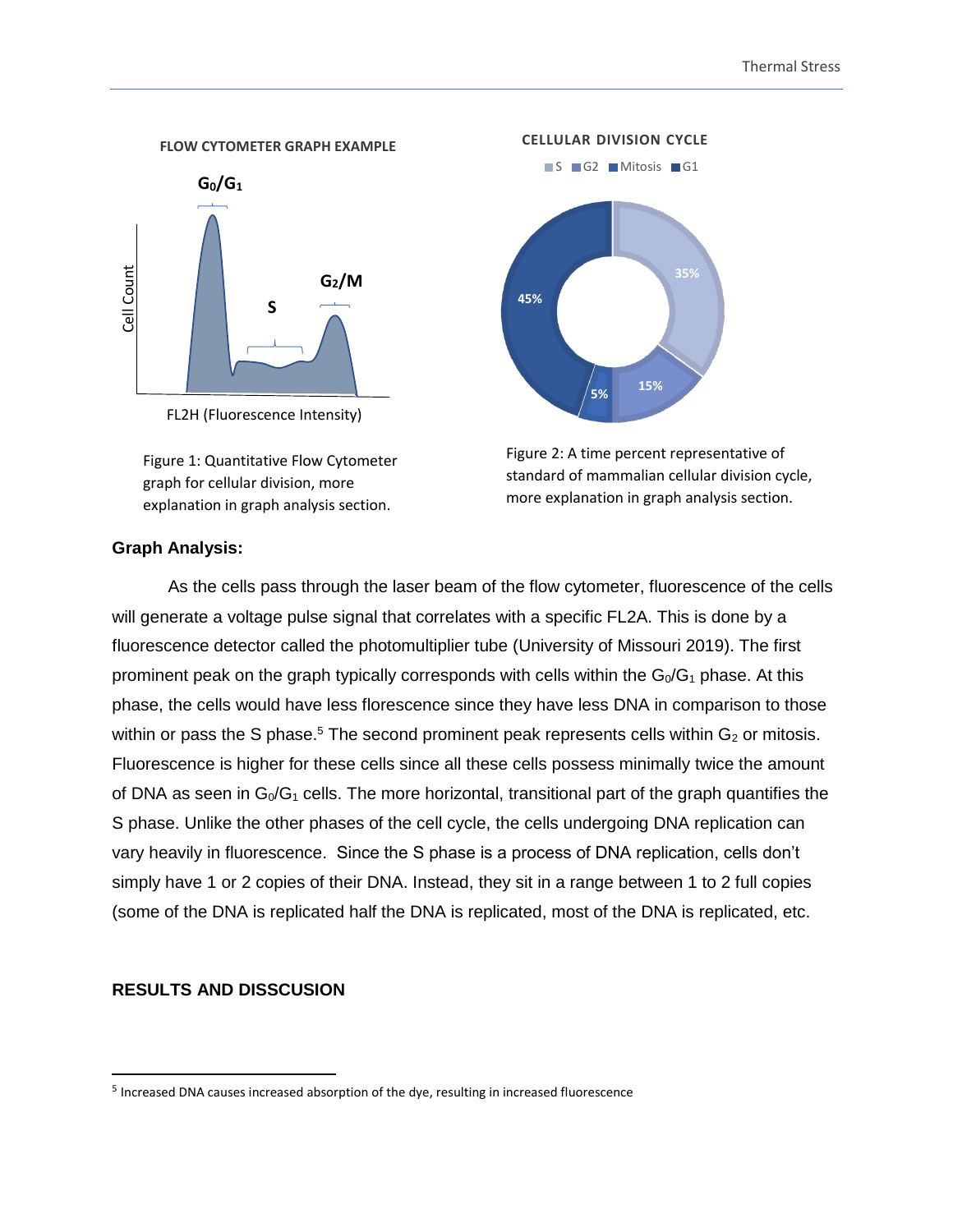**FLOW CYTOMETER GRAPH EXAMPLE**

Figure 1: Quantitative Flow Cytometer graph for cellular division, more explanation in graph analysis section.

**CELLULAR DIVISION CYCLE**

Figure 2: A time percent representative of standard of mammalian cellular division cycle, more explanation in graph analysis section.

### Graph Analysis:

As the cells pass through the laser beam of the flow cytometer, fluorescence of the cells will generate a voltage pulse signal that correlates with a specific FL2A. This is done by a fluorescence detector called the photomultiplier tube (University of Missouri 2019). The first prominent peak on the graph typically corresponds with cells within the $G_0/G_1$ phase. At this phase, the cells would have less florescence since they have less DNA in comparison to those within or pass the S phase.[5] The second prominent peak represents cells within $G_2$ or mitosis. Fluorescence is higher for these cells since all these cells possess minimally twice the amount of DNA as seen in $G_0/G_1$ cells. The more horizontal, transitional part of the graph quantifies the S phase. Unlike the other phases of the cell cycle, the cells undergoing DNA replication can vary heavily in fluorescence. Since the S phase is a process of DNA replication, cells don't simply have 1 or 2 copies of their DNA. Instead, they sit in a range between 1 to 2 full copies (some of the DNA is replicated half the DNA is replicated, most of the DNA is replicated, etc.

### RESULTS AND DISSCUSION

---

[5] Increased DNA causes increased absorption of the dye, resulting in increased fluorescence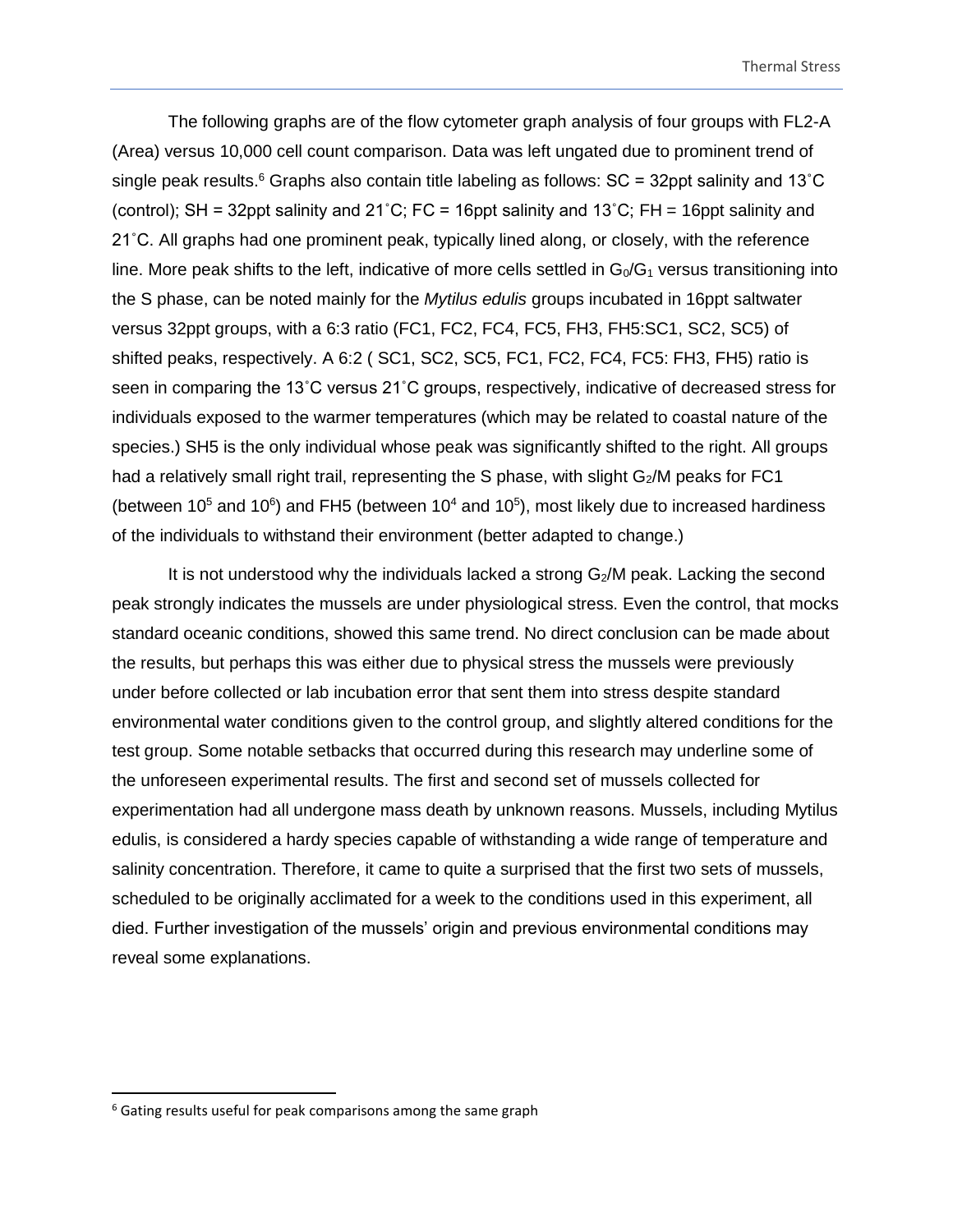The following graphs are of the flow cytometer graph analysis of four groups with FL2-A (Area) versus 10,000 cell count comparison. Data was left ungated due to prominent trend of single peak results.[6] Graphs also contain title labeling as follows: SC = 32ppt salinity and 13˚C (control); SH = 32ppt salinity and 21˚C; FC = 16ppt salinity and 13˚C; FH = 16ppt salinity and 21˚C. All graphs had one prominent peak, typically lined along, or closely, with the reference line. More peak shifts to the left, indicative of more cells settled in $G_0/G_1$ versus transitioning into the S phase, can be noted mainly for the *Mytilus edulis* groups incubated in 16ppt saltwater versus 32ppt groups, with a 6:3 ratio (FC1, FC2, FC4, FC5, FH3, FH5:SC1, SC2, SC5) of shifted peaks, respectively. A 6:2 ( SC1, SC2, SC5, FC1, FC2, FC4, FC5: FH3, FH5) ratio is seen in comparing the 13˚C versus 21˚C groups, respectively, indicative of decreased stress for individuals exposed to the warmer temperatures (which may be related to coastal nature of the species.) SH5 is the only individual whose peak was significantly shifted to the right. All groups had a relatively small right trail, representing the S phase, with slight $G_2$/M peaks for FC1 (between $10^5$ and $10^6$) and FH5 (between $10^4$ and $10^5$), most likely due to increased hardiness of the individuals to withstand their environment (better adapted to change.)

It is not understood why the individuals lacked a strong $G_2$/M peak. Lacking the second peak strongly indicates the mussels are under physiological stress. Even the control, that mocks standard oceanic conditions, showed this same trend. No direct conclusion can be made about the results, but perhaps this was either due to physical stress the mussels were previously under before collected or lab incubation error that sent them into stress despite standard environmental water conditions given to the control group, and slightly altered conditions for the test group. Some notable setbacks that occurred during this research may underline some of the unforeseen experimental results. The first and second set of mussels collected for experimentation had all undergone mass death by unknown reasons. Mussels, including Mytilus edulis, is considered a hardy species capable of withstanding a wide range of temperature and salinity concentration. Therefore, it came to quite a surprised that the first two sets of mussels, scheduled to be originally acclimated for a week to the conditions used in this experiment, all died. Further investigation of the mussels' origin and previous environmental conditions may reveal some explanations.

[6] Gating results useful for peak comparisons among the same graph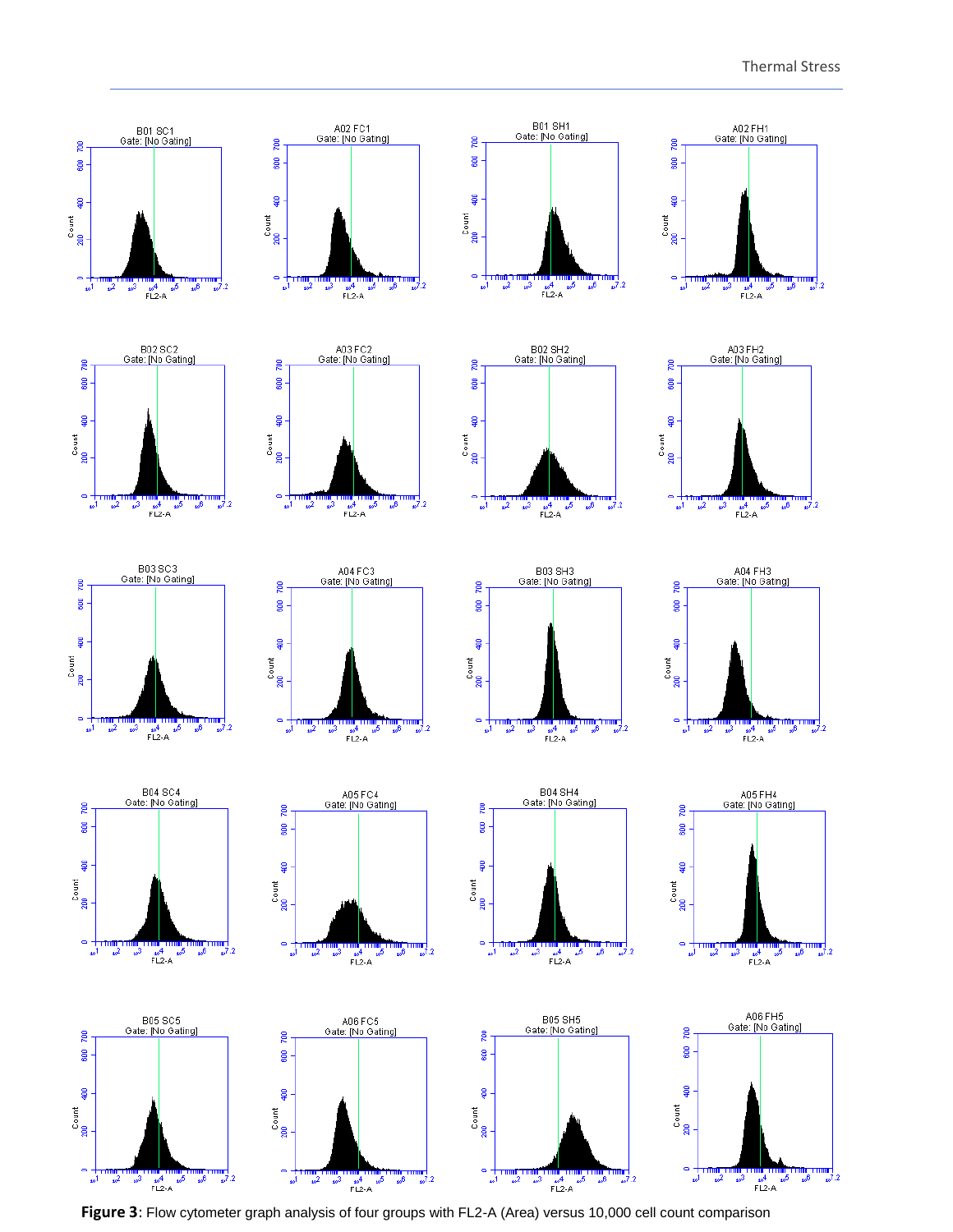**Figure 3**: Flow cytometer graph analysis of four groups with FL2-A (Area) versus 10,000 cell count comparison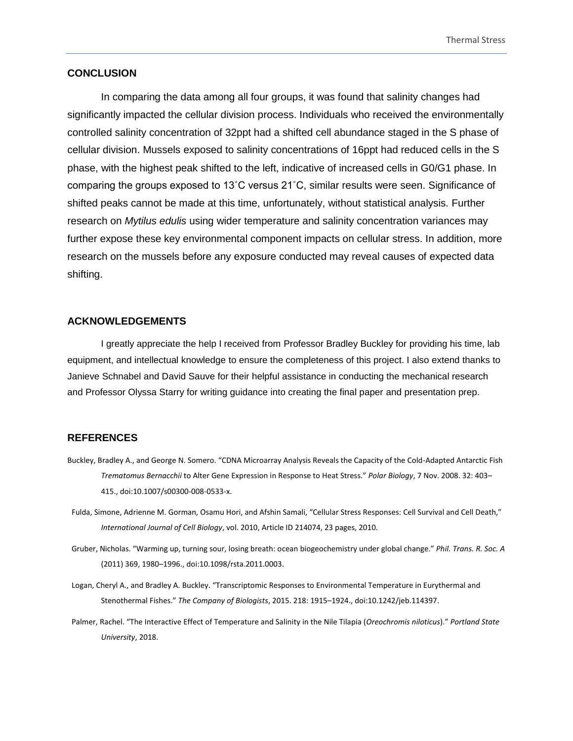## CONCLUSION

In comparing the data among all four groups, it was found that salinity changes had significantly impacted the cellular division process. Individuals who received the environmentally controlled salinity concentration of 32ppt had a shifted cell abundance staged in the S phase of cellular division. Mussels exposed to salinity concentrations of 16ppt had reduced cells in the S phase, with the highest peak shifted to the left, indicative of increased cells in G0/G1 phase. In comparing the groups exposed to 13˚C versus 21˚C, similar results were seen. Significance of shifted peaks cannot be made at this time, unfortunately, without statistical analysis. Further research on *Mytilus edulis* using wider temperature and salinity concentration variances may further expose these key environmental component impacts on cellular stress. In addition, more research on the mussels before any exposure conducted may reveal causes of expected data shifting.

## ACKNOWLEDGEMENTS

I greatly appreciate the help I received from Professor Bradley Buckley for providing his time, lab equipment, and intellectual knowledge to ensure the completeness of this project. I also extend thanks to Janieve Schnabel and David Sauve for their helpful assistance in conducting the mechanical research and Professor Olyssa Starry for writing guidance into creating the final paper and presentation prep.

## REFERENCES

Buckley, Bradley A., and George N. Somero. "CDNA Microarray Analysis Reveals the Capacity of the Cold-Adapted Antarctic Fish *Trematomus Bernacchii* to Alter Gene Expression in Response to Heat Stress." *Polar Biology*, 7 Nov. 2008. 32: 403–415., doi:10.1007/s00300-008-0533-x.

Fulda, Simone, Adrienne M. Gorman, Osamu Hori, and Afshin Samali, "Cellular Stress Responses: Cell Survival and Cell Death," *International Journal of Cell Biology*, vol. 2010, Article ID 214074, 23 pages, 2010.

Gruber, Nicholas. "Warming up, turning sour, losing breath: ocean biogeochemistry under global change." *Phil. Trans. R. Soc. A* (2011) 369, 1980–1996., doi:10.1098/rsta.2011.0003.

Logan, Cheryl A., and Bradley A. Buckley. "Transcriptomic Responses to Environmental Temperature in Eurythermal and Stenothermal Fishes." *The Company of Biologists*, 2015. 218: 1915–1924., doi:10.1242/jeb.114397.

Palmer, Rachel. "The Interactive Effect of Temperature and Salinity in the Nile Tilapia (*Oreochromis niloticus*)." *Portland State University*, 2018.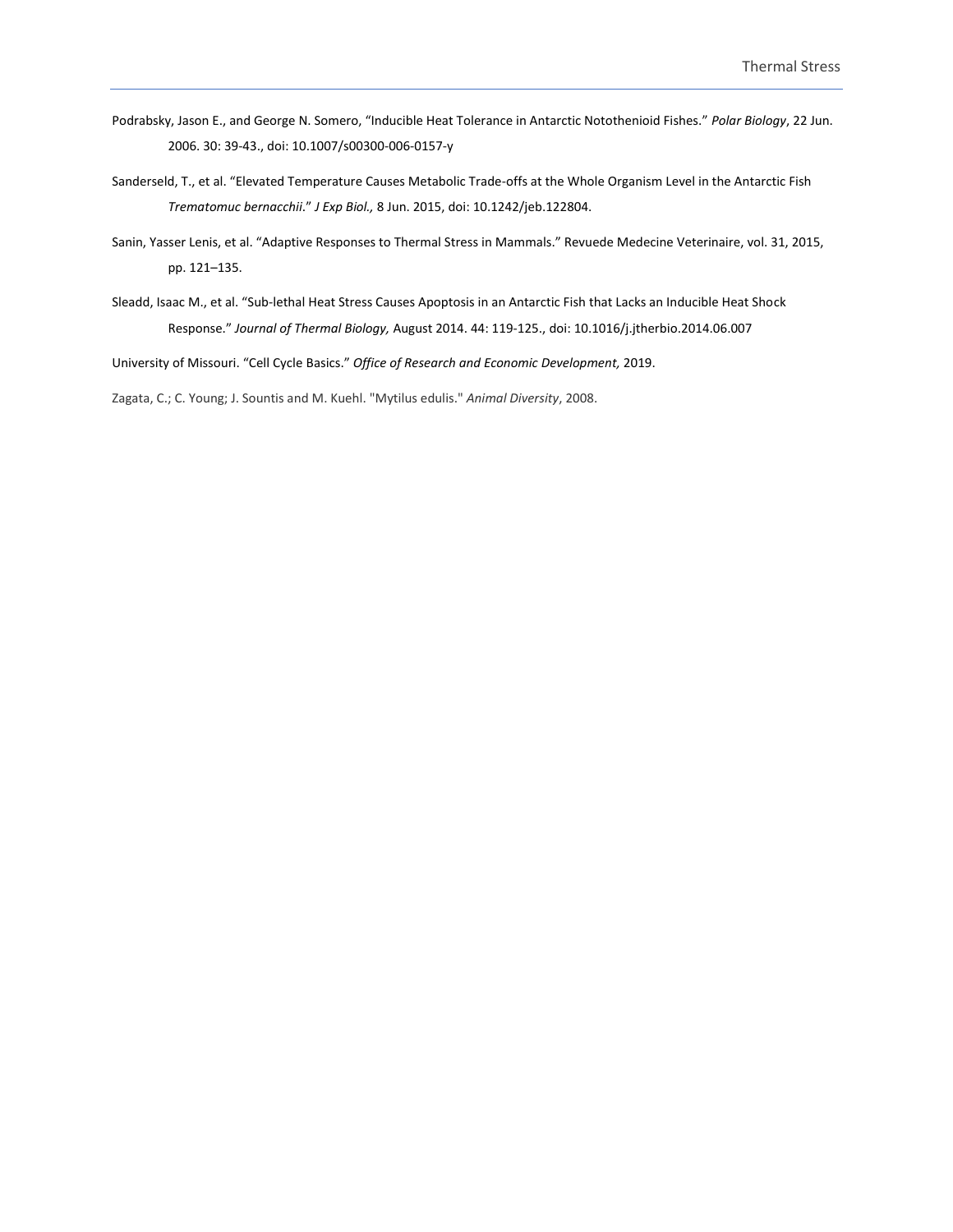Podrabsky, Jason E., and George N. Somero, “Inducible Heat Tolerance in Antarctic Notothenioid Fishes.” *Polar Biology*, 22 Jun. 2006. 30: 39-43., doi: 10.1007/s00300-006-0157-y

Sanderseld, T., et al. “Elevated Temperature Causes Metabolic Trade-offs at the Whole Organism Level in the Antarctic Fish *Trematomuc bernacchii*.” *J Exp Biol.,* 8 Jun. 2015, doi: 10.1242/jeb.122804.

Sanin, Yasser Lenis, et al. “Adaptive Responses to Thermal Stress in Mammals.” Revuede Medecine Veterinaire, vol. 31, 2015, pp. 121–135.

Sleadd, Isaac M., et al. “Sub-lethal Heat Stress Causes Apoptosis in an Antarctic Fish that Lacks an Inducible Heat Shock Response.” *Journal of Thermal Biology,* August 2014. 44: 119-125., doi: 10.1016/j.jtherbio.2014.06.007

University of Missouri. “Cell Cycle Basics.” *Office of Research and Economic Development,* 2019.

Zagata, C.; C. Young; J. Sountis and M. Kuehl. "Mytilus edulis." *Animal Diversity*, 2008.